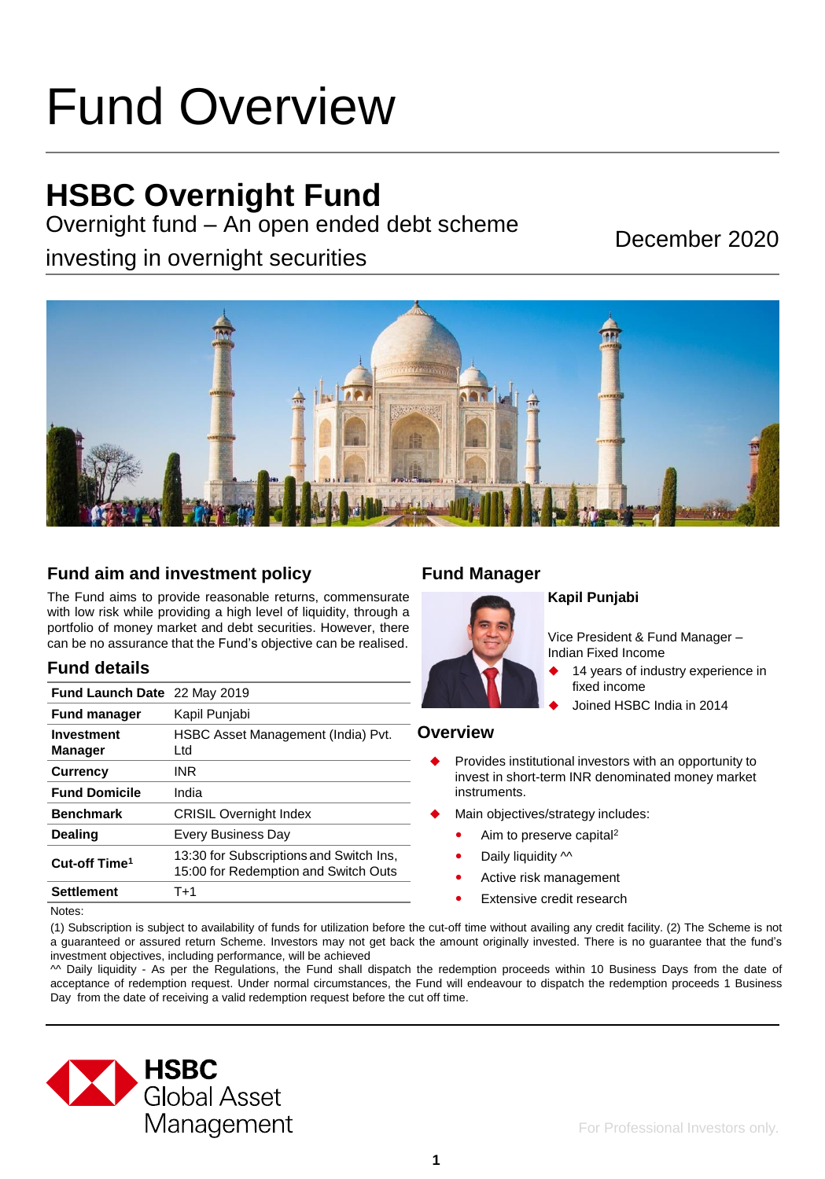# Fund Overview

## HSBC Overnight Fund

Overnight fund – An open ended debt scheme investing in overnight securities

December 2020

### Fund aim and investment policy

The Fund aims to provide reasonable returns, commensurate with low risk while providing a high level of liquidity, through a portfolio of money market and debt securities. However, there can be no assurance that the Fund's objective can be realised.

### Fund details

| | |
|---|---|
| **Fund Launch Date** | 22 May 2019 |
| **Fund manager** | Kapil Punjabi |
| **Investment Manager** | HSBC Asset Management (India) Pvt. Ltd |
| **Currency** | INR |
| **Fund Domicile** | India |
| **Benchmark** | CRISIL Overnight Index |
| **Dealing** | Every Business Day |
| **Cut-off Time[1]** | 13:30 for Subscriptions and Switch Ins, 15:00 for Redemption and Switch Outs |
| **Settlement** | T+1 |

### Fund Manager

**Kapil Punjabi**

Vice President & Fund Manager – Indian Fixed Income

- 14 years of industry experience in fixed income
- Joined HSBC India in 2014

### Overview

- Provides institutional investors with an opportunity to invest in short-term INR denominated money market instruments.
- Main objectives/strategy includes:
  - Aim to preserve capital[2]
  - Daily liquidity ^^
  - Active risk management
  - Extensive credit research

Notes:

(1) Subscription is subject to availability of funds for utilization before the cut-off time without availing any credit facility. (2) The Scheme is not a guaranteed or assured return Scheme. Investors may not get back the amount originally invested. There is no guarantee that the fund's investment objectives, including performance, will be achieved

^^ Daily liquidity - As per the Regulations, the Fund shall dispatch the redemption proceeds within 10 Business Days from the date of acceptance of redemption request. Under normal circumstances, the Fund will endeavour to dispatch the redemption proceeds 1 Business Day from the date of receiving a valid redemption request before the cut off time.

HSBC Global Asset Management

For Professional Investors only.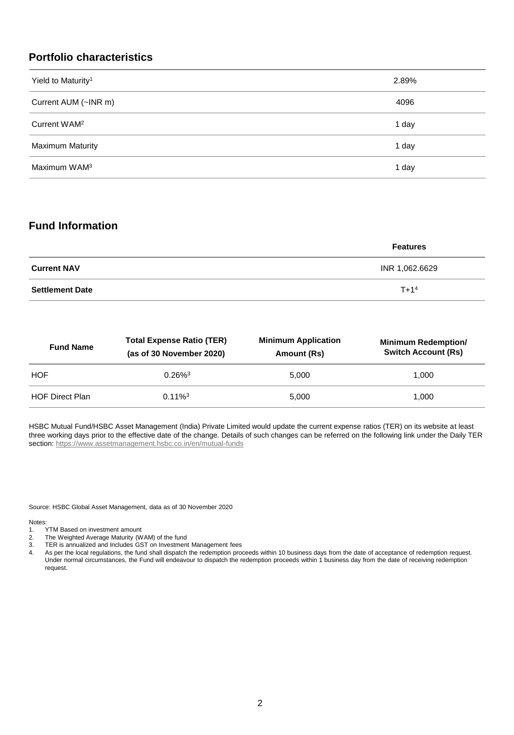## Portfolio characteristics

| | |
|---|---|
| Yield to Maturity[1] | 2.89% |
| Current AUM (~INR m) | 4096 |
| Current WAM[2] | 1 day |
| Maximum Maturity | 1 day |
| Maximum WAM[3] | 1 day |

## Fund Information

| | Features |
|---|---|
| **Current NAV** | INR 1,062.6629 |
| **Settlement Date** | T+1[4] |

| Fund Name | Total Expense Ratio (TER) (as of 30 November 2020) | Minimum Application Amount (Rs) | Minimum Redemption/ Switch Account (Rs) |
|---|---|---|---|
| HOF | 0.26%[3] | 5,000 | 1,000 |
| HOF Direct Plan | 0.11%[3] | 5,000 | 1,000 |

HSBC Mutual Fund/HSBC Asset Management (India) Private Limited would update the current expense ratios (TER) on its website at least three working days prior to the effective date of the change. Details of such changes can be referred on the following link under the Daily TER section: https://www.assetmanagement.hsbc.co.in/en/mutual-funds

Source: HSBC Global Asset Management, data as of 30 November 2020

Notes:

1. YTM Based on investment amount
2. The Weighted Average Maturity (WAM) of the fund
3. TER is annualized and Includes GST on Investment Management fees
4. As per the local regulations, the fund shall dispatch the redemption proceeds within 10 business days from the date of acceptance of redemption request. Under normal circumstances, the Fund will endeavour to dispatch the redemption proceeds within 1 business day from the date of receiving redemption request.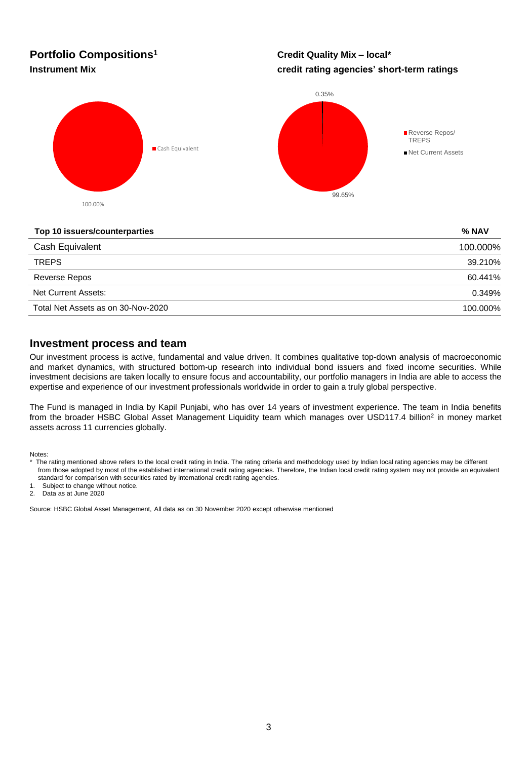## Portfolio Compositions[1]

### Instrument Mix

Cash Equivalent

100.00%

### Credit Quality Mix – local* credit rating agencies' short-term ratings

0.35%

Reverse Repos/ TREPS

Net Current Assets

99.65%

| Top 10 issuers/counterparties | % NAV |
|---|---|
| Cash Equivalent | 100.000% |
| TREPS | 39.210% |
| Reverse Repos | 60.441% |
| Net Current Assets: | 0.349% |
| Total Net Assets as on 30-Nov-2020 | 100.000% |

## Investment process and team

Our investment process is active, fundamental and value driven. It combines qualitative top-down analysis of macroeconomic and market dynamics, with structured bottom-up research into individual bond issuers and fixed income securities. While investment decisions are taken locally to ensure focus and accountability, our portfolio managers in India are able to access the expertise and experience of our investment professionals worldwide in order to gain a truly global perspective.

The Fund is managed in India by Kapil Punjabi, who has over 14 years of investment experience. The team in India benefits from the broader HSBC Global Asset Management Liquidity team which manages over USD117.4 billion[2] in money market assets across 11 currencies globally.

Notes:

* The rating mentioned above refers to the local credit rating in India. The rating criteria and methodology used by Indian local rating agencies may be different from those adopted by most of the established international credit rating agencies. Therefore, the Indian local credit rating system may not provide an equivalent standard for comparison with securities rated by international credit rating agencies.

1. Subject to change without notice.
2. Data as at June 2020

Source: HSBC Global Asset Management, All data as on 30 November 2020 except otherwise mentioned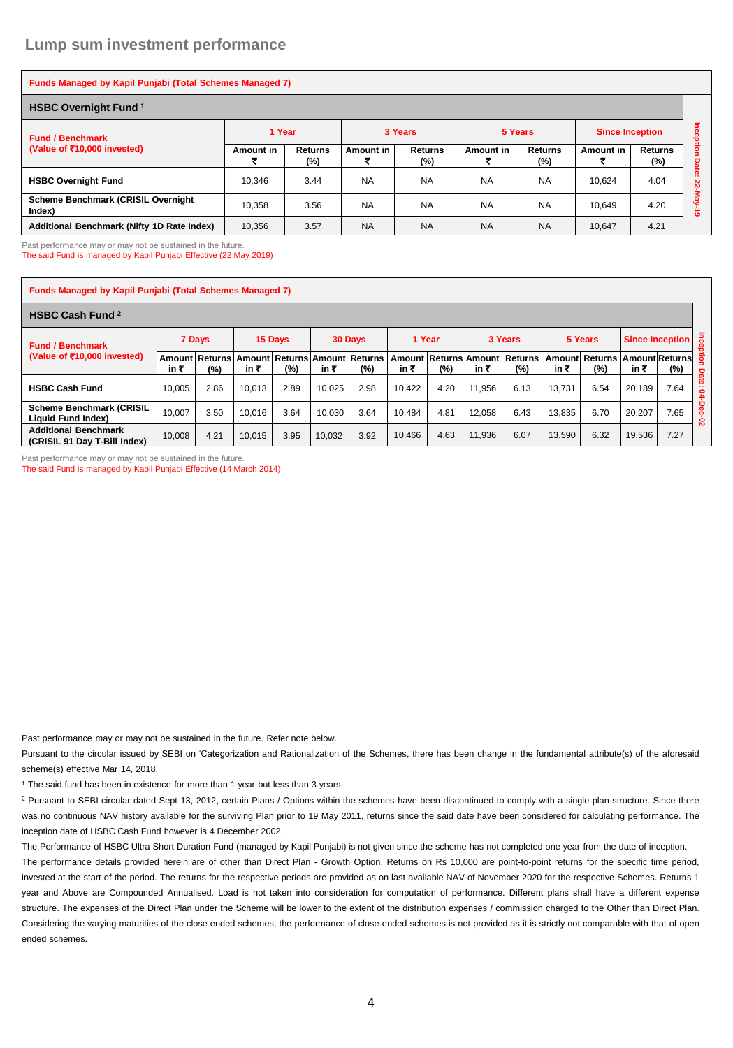## Lump sum investment performance

| Funds Managed by Kapil Punjabi (Total Schemes Managed 7) | | | | | | | | | |
|---|---|---|---|---|---|---|---|---|---|
| **HSBC Overnight Fund [1]** | | | | | | | | | |
| **Fund / Benchmark (Value of ₹10,000 invested)** | **1 Year** | | **3 Years** | | **5 Years** | | **Since Inception** | | |
| | **Amount in ₹** | **Returns (%)** | **Amount in ₹** | **Returns (%)** | **Amount in ₹** | **Returns (%)** | **Amount in ₹** | **Returns (%)** | **Inception Date: 22-May-19** |
| **HSBC Overnight Fund** | 10,346 | 3.44 | NA | NA | NA | NA | 10,624 | 4.04 | |
| **Scheme Benchmark (CRISIL Overnight Index)** | 10,358 | 3.56 | NA | NA | NA | NA | 10,649 | 4.20 | |
| **Additional Benchmark (Nifty 1D Rate Index)** | 10,356 | 3.57 | NA | NA | NA | NA | 10,647 | 4.21 | |

Past performance may or may not be sustained in the future.
The said Fund is managed by Kapil Punjabi Effective (22 May 2019)

| Funds Managed by Kapil Punjabi (Total Schemes Managed 7) | | | | | | | | | | | | | | | |
|---|---|---|---|---|---|---|---|---|---|---|---|---|---|---|---|
| **HSBC Cash Fund [2]** | | | | | | | | | | | | | | | |
| **Fund / Benchmark (Value of ₹10,000 invested)** | **7 Days** | | **15 Days** | | **30 Days** | | **1 Year** | | **3 Years** | | **5 Years** | | **Since Inception** | | |
| | **Amount in ₹** | **Returns (%)** | **Amount in ₹** | **Returns (%)** | **Amount in ₹** | **Returns (%)** | **Amount in ₹** | **Returns (%)** | **Amount in ₹** | **Returns (%)** | **Amount in ₹** | **Returns (%)** | **Amount in ₹** | **Returns (%)** | **Inception Date: 04-Dec-02** |
| **HSBC Cash Fund** | 10,005 | 2.86 | 10,013 | 2.89 | 10,025 | 2.98 | 10,422 | 4.20 | 11,956 | 6.13 | 13,731 | 6.54 | 20,189 | 7.64 | |
| **Scheme Benchmark (CRISIL Liquid Fund Index)** | 10,007 | 3.50 | 10,016 | 3.64 | 10,030 | 3.64 | 10,484 | 4.81 | 12,058 | 6.43 | 13,835 | 6.70 | 20,207 | 7.65 | |
| **Additional Benchmark (CRISIL 91 Day T-Bill Index)** | 10,008 | 4.21 | 10,015 | 3.95 | 10,032 | 3.92 | 10,466 | 4.63 | 11,936 | 6.07 | 13,590 | 6.32 | 19,536 | 7.27 | |

Past performance may or may not be sustained in the future.
The said Fund is managed by Kapil Punjabi Effective (14 March 2014)

Past performance may or may not be sustained in the future. Refer note below.

Pursuant to the circular issued by SEBI on 'Categorization and Rationalization of the Schemes, there has been change in the fundamental attribute(s) of the aforesaid scheme(s) effective Mar 14, 2018.

[1] The said fund has been in existence for more than 1 year but less than 3 years.

[2] Pursuant to SEBI circular dated Sept 13, 2012, certain Plans / Options within the schemes have been discontinued to comply with a single plan structure. Since there was no continuous NAV history available for the surviving Plan prior to 19 May 2011, returns since the said date have been considered for calculating performance. The inception date of HSBC Cash Fund however is 4 December 2002.

The Performance of HSBC Ultra Short Duration Fund (managed by Kapil Punjabi) is not given since the scheme has not completed one year from the date of inception.

The performance details provided herein are of other than Direct Plan - Growth Option. Returns on Rs 10,000 are point-to-point returns for the specific time period, invested at the start of the period. The returns for the respective periods are provided as on last available NAV of November 2020 for the respective Schemes. Returns 1 year and Above are Compounded Annualised. Load is not taken into consideration for computation of performance. Different plans shall have a different expense structure. The expenses of the Direct Plan under the Scheme will be lower to the extent of the distribution expenses / commission charged to the Other than Direct Plan. Considering the varying maturities of the close ended schemes, the performance of close-ended schemes is not provided as it is strictly not comparable with that of open ended schemes.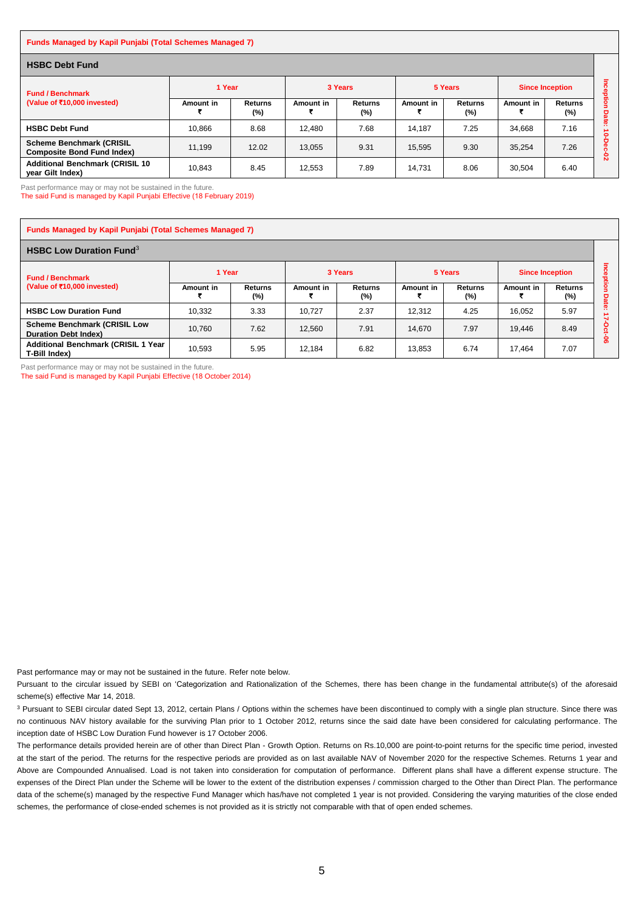**Funds Managed by Kapil Punjabi (Total Schemes Managed 7)**

## HSBC Debt Fund

| Fund / Benchmark (Value of ₹10,000 invested) | 1 Year | | 3 Years | | 5 Years | | Since Inception | | Inception Date: 10-Dec-02 |
|---|---|---|---|---|---|---|---|---|---|
| | Amount in ₹ | Returns (%) | Amount in ₹ | Returns (%) | Amount in ₹ | Returns (%) | Amount in ₹ | Returns (%) | |
| **HSBC Debt Fund** | 10,866 | 8.68 | 12,480 | 7.68 | 14,187 | 7.25 | 34,668 | 7.16 | |
| **Scheme Benchmark (CRISIL Composite Bond Fund Index)** | 11,199 | 12.02 | 13,055 | 9.31 | 15,595 | 9.30 | 35,254 | 7.26 | |
| **Additional Benchmark (CRISIL 10 year Gilt Index)** | 10,843 | 8.45 | 12,553 | 7.89 | 14,731 | 8.06 | 30,504 | 6.40 | |

Past performance may or may not be sustained in the future.
The said Fund is managed by Kapil Punjabi Effective (18 February 2019)

**Funds Managed by Kapil Punjabi (Total Schemes Managed 7)**

## HSBC Low Duration Fund[3]

| Fund / Benchmark (Value of ₹10,000 invested) | 1 Year | | 3 Years | | 5 Years | | Since Inception | | Inception Date: 17-Oct-06 |
|---|---|---|---|---|---|---|---|---|---|
| | Amount in ₹ | Returns (%) | Amount in ₹ | Returns (%) | Amount in ₹ | Returns (%) | Amount in ₹ | Returns (%) | |
| **HSBC Low Duration Fund** | 10,332 | 3.33 | 10,727 | 2.37 | 12,312 | 4.25 | 16,052 | 5.97 | |
| **Scheme Benchmark (CRISIL Low Duration Debt Index)** | 10,760 | 7.62 | 12,560 | 7.91 | 14,670 | 7.97 | 19,446 | 8.49 | |
| **Additional Benchmark (CRISIL 1 Year T-Bill Index)** | 10,593 | 5.95 | 12,184 | 6.82 | 13,853 | 6.74 | 17,464 | 7.07 | |

Past performance may or may not be sustained in the future.
The said Fund is managed by Kapil Punjabi Effective (18 October 2014)

Past performance may or may not be sustained in the future. Refer note below.

Pursuant to the circular issued by SEBI on 'Categorization and Rationalization of the Schemes, there has been change in the fundamental attribute(s) of the aforesaid scheme(s) effective Mar 14, 2018.

[3] Pursuant to SEBI circular dated Sept 13, 2012, certain Plans / Options within the schemes have been discontinued to comply with a single plan structure. Since there was no continuous NAV history available for the surviving Plan prior to 1 October 2012, returns since the said date have been considered for calculating performance. The inception date of HSBC Low Duration Fund however is 17 October 2006.

The performance details provided herein are of other than Direct Plan - Growth Option. Returns on Rs.10,000 are point-to-point returns for the specific time period, invested at the start of the period. The returns for the respective periods are provided as on last available NAV of November 2020 for the respective Schemes. Returns 1 year and Above are Compounded Annualised. Load is not taken into consideration for computation of performance. Different plans shall have a different expense structure. The expenses of the Direct Plan under the Scheme will be lower to the extent of the distribution expenses / commission charged to the Other than Direct Plan. The performance data of the scheme(s) managed by the respective Fund Manager which has/have not completed 1 year is not provided. Considering the varying maturities of the close ended schemes, the performance of close-ended schemes is not provided as it is strictly not comparable with that of open ended schemes.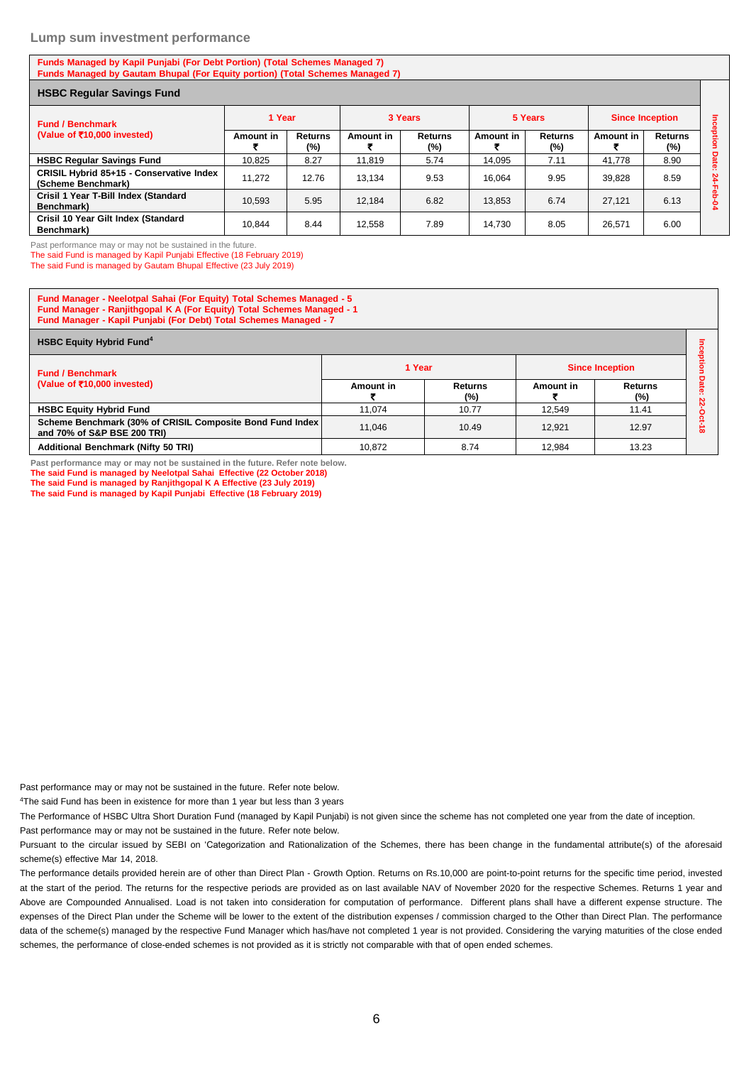## Lump sum investment performance

**Funds Managed by Kapil Punjabi (For Debt Portion) (Total Schemes Managed 7)**
**Funds Managed by Gautam Bhupal (For Equity portion) (Total Schemes Managed 7)**

### HSBC Regular Savings Fund

| Fund / Benchmark (Value of ₹10,000 invested) | 1 Year | | 3 Years | | 5 Years | | Since Inception | | |
|---|---|---|---|---|---|---|---|---|---|
| | Amount in ₹ | Returns (%) | Amount in ₹ | Returns (%) | Amount in ₹ | Returns (%) | Amount in ₹ | Returns (%) | Inception Date: 24-Feb-04 |
| **HSBC Regular Savings Fund** | 10,825 | 8.27 | 11,819 | 5.74 | 14,095 | 7.11 | 41,778 | 8.90 | |
| **CRISIL Hybrid 85+15 - Conservative Index (Scheme Benchmark)** | 11,272 | 12.76 | 13,134 | 9.53 | 16,064 | 9.95 | 39,828 | 8.59 | |
| **Crisil 1 Year T-Bill Index (Standard Benchmark)** | 10,593 | 5.95 | 12,184 | 6.82 | 13,853 | 6.74 | 27,121 | 6.13 | |
| **Crisil 10 Year Gilt Index (Standard Benchmark)** | 10,844 | 8.44 | 12,558 | 7.89 | 14,730 | 8.05 | 26,571 | 6.00 | |

Past performance may or may not be sustained in the future.
The said Fund is managed by Kapil Punjabi Effective (18 February 2019)
The said Fund is managed by Gautam Bhupal Effective (23 July 2019)

**Fund Manager - Neelotpal Sahai (For Equity) Total Schemes Managed - 5**
**Fund Manager - Ranjithgopal K A (For Equity) Total Schemes Managed - 1**
**Fund Manager - Kapil Punjabi (For Debt) Total Schemes Managed - 7**

### HSBC Equity Hybrid Fund[4]

| Fund / Benchmark (Value of ₹10,000 invested) | 1 Year | | Since Inception | | |
|---|---|---|---|---|---|
| | Amount in ₹ | Returns (%) | Amount in ₹ | Returns (%) | Inception Date: 22-Oct-18 |
| **HSBC Equity Hybrid Fund** | 11,074 | 10.77 | 12,549 | 11.41 | |
| **Scheme Benchmark (30% of CRISIL Composite Bond Fund Index and 70% of S&P BSE 200 TRI)** | 11,046 | 10.49 | 12,921 | 12.97 | |
| **Additional Benchmark (Nifty 50 TRI)** | 10,872 | 8.74 | 12,984 | 13.23 | |

**Past performance may or may not be sustained in the future. Refer note below.**
**The said Fund is managed by Neelotpal Sahai Effective (22 October 2018)**
**The said Fund is managed by Ranjithgopal K A Effective (23 July 2019)**
**The said Fund is managed by Kapil Punjabi Effective (18 February 2019)**

Past performance may or may not be sustained in the future. Refer note below.

[4]The said Fund has been in existence for more than 1 year but less than 3 years

The Performance of HSBC Ultra Short Duration Fund (managed by Kapil Punjabi) is not given since the scheme has not completed one year from the date of inception.

Past performance may or may not be sustained in the future. Refer note below.

Pursuant to the circular issued by SEBI on 'Categorization and Rationalization of the Schemes, there has been change in the fundamental attribute(s) of the aforesaid scheme(s) effective Mar 14, 2018.

The performance details provided herein are of other than Direct Plan - Growth Option. Returns on Rs.10,000 are point-to-point returns for the specific time period, invested at the start of the period. The returns for the respective periods are provided as on last available NAV of November 2020 for the respective Schemes. Returns 1 year and Above are Compounded Annualised. Load is not taken into consideration for computation of performance. Different plans shall have a different expense structure. The expenses of the Direct Plan under the Scheme will be lower to the extent of the distribution expenses / commission charged to the Other than Direct Plan. The performance data of the scheme(s) managed by the respective Fund Manager which has/have not completed 1 year is not provided. Considering the varying maturities of the close ended schemes, the performance of close-ended schemes is not provided as it is strictly not comparable with that of open ended schemes.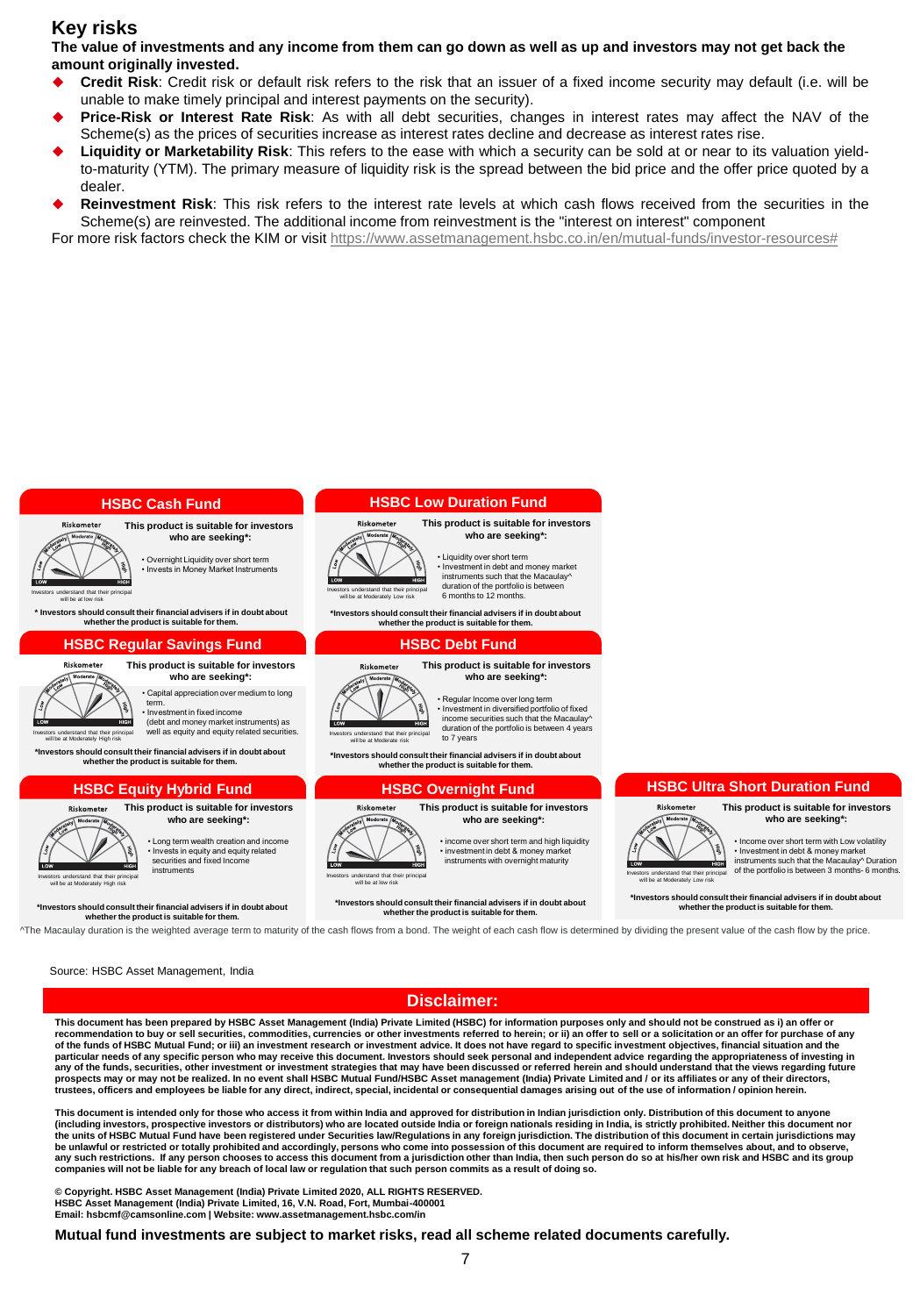## Key risks

**The value of investments and any income from them can go down as well as up and investors may not get back the amount originally invested.**

- **Credit Risk**: Credit risk or default risk refers to the risk that an issuer of a fixed income security may default (i.e. will be unable to make timely principal and interest payments on the security).
- **Price-Risk or Interest Rate Risk**: As with all debt securities, changes in interest rates may affect the NAV of the Scheme(s) as the prices of securities increase as interest rates decline and decrease as interest rates rise.
- **Liquidity or Marketability Risk**: This refers to the ease with which a security can be sold at or near to its valuation yield-to-maturity (YTM). The primary measure of liquidity risk is the spread between the bid price and the offer price quoted by a dealer.
- **Reinvestment Risk**: This risk refers to the interest rate levels at which cash flows received from the securities in the Scheme(s) are reinvested. The additional income from reinvestment is the "interest on interest" component

For more risk factors check the KIM or visit https://www.assetmanagement.hsbc.co.in/en/mutual-funds/investor-resources#

### HSBC Cash Fund

Riskometer

Investors understand that their principal will be at low risk

**This product is suitable for investors who are seeking*:**

- Overnight Liquidity over short term
- Invests in Money Market Instruments

**\* Investors should consult their financial advisers if in doubt about whether the product is suitable for them.**

### HSBC Low Duration Fund

Riskometer

Investors understand that their principal will be at Moderately Low risk

**This product is suitable for investors who are seeking*:**

- Liquidity over short term
- Investment in debt and money market instruments such that the Macaulay^ duration of the portfolio is between 6 months to 12 months.

**\*Investors should consult their financial advisers if in doubt about whether the product is suitable for them.**

### HSBC Regular Savings Fund

Riskometer

Investors understand that their principal will be at Moderately High risk

**This product is suitable for investors who are seeking*:**

- Capital appreciation over medium to long term.
- Investment in fixed income (debt and money market instruments) as well as equity and equity related securities.

**\*Investors should consult their financial advisers if in doubt about whether the product is suitable for them.**

### HSBC Debt Fund

Riskometer

Investors understand that their principal will be at Moderate risk

**This product is suitable for investors who are seeking*:**

- Regular Income over long term
- Investment in diversified portfolio of fixed income securities such that the Macaulay^ duration of the portfolio is between 4 years to 7 years

**\*Investors should consult their financial advisers if in doubt about whether the product is suitable for them.**

### HSBC Equity Hybrid Fund

Riskometer

Investors understand that their principal will be at Moderately High risk

**This product is suitable for investors who are seeking*:**

- Long term wealth creation and income
- Invests in equity and equity related securities and fixed Income instruments

**\*Investors should consult their financial advisers if in doubt about whether the product is suitable for them.**

### HSBC Overnight Fund

Riskometer

Investors understand that their principal will be at low risk

**This product is suitable for investors who are seeking*:**

- income over short term and high liquidity
- investment in debt & money market instruments with overnight maturity

**\*Investors should consult their financial advisers if in doubt about whether the product is suitable for them.**

### HSBC Ultra Short Duration Fund

Riskometer

Investors understand that their principal will be at Moderately Low risk

**This product is suitable for investors who are seeking*:**

- Income over short term with Low volatility
- Investment in debt & money market instruments such that the Macaulay^ Duration of the portfolio is between 3 months- 6 months.

**\*Investors should consult their financial advisers if in doubt about whether the product is suitable for them.**

^The Macaulay duration is the weighted average term to maturity of the cash flows from a bond. The weight of each cash flow is determined by dividing the present value of the cash flow by the price.

Source: HSBC Asset Management, India

## Disclaimer:

**This document has been prepared by HSBC Asset Management (India) Private Limited (HSBC) for information purposes only and should not be construed as i) an offer or recommendation to buy or sell securities, commodities, currencies or other investments referred to herein; or ii) an offer to sell or a solicitation or an offer for purchase of any of the funds of HSBC Mutual Fund; or iii) an investment research or investment advice. It does not have regard to specific investment objectives, financial situation and the particular needs of any specific person who may receive this document. Investors should seek personal and independent advice regarding the appropriateness of investing in any of the funds, securities, other investment or investment strategies that may have been discussed or referred herein and should understand that the views regarding future prospects may or may not be realized. In no event shall HSBC Mutual Fund/HSBC Asset management (India) Private Limited and / or its affiliates or any of their directors, trustees, officers and employees be liable for any direct, indirect, special, incidental or consequential damages arising out of the use of information / opinion herein.**

**This document is intended only for those who access it from within India and approved for distribution in Indian jurisdiction only. Distribution of this document to anyone (including investors, prospective investors or distributors) who are located outside India or foreign nationals residing in India, is strictly prohibited. Neither this document nor the units of HSBC Mutual Fund have been registered under Securities law/Regulations in any foreign jurisdiction. The distribution of this document in certain jurisdictions may be unlawful or restricted or totally prohibited and accordingly, persons who come into possession of this document are required to inform themselves about, and to observe, any such restrictions. If any person chooses to access this document from a jurisdiction other than India, then such person do so at his/her own risk and HSBC and its group companies will not be liable for any breach of local law or regulation that such person commits as a result of doing so.**

**© Copyright. HSBC Asset Management (India) Private Limited 2020, ALL RIGHTS RESERVED.**
**HSBC Asset Management (India) Private Limited, 16, V.N. Road, Fort, Mumbai-400001**
**Email: hsbcmf@camsonline.com | Website: www.assetmanagement.hsbc.com/in**

**Mutual fund investments are subject to market risks, read all scheme related documents carefully.**